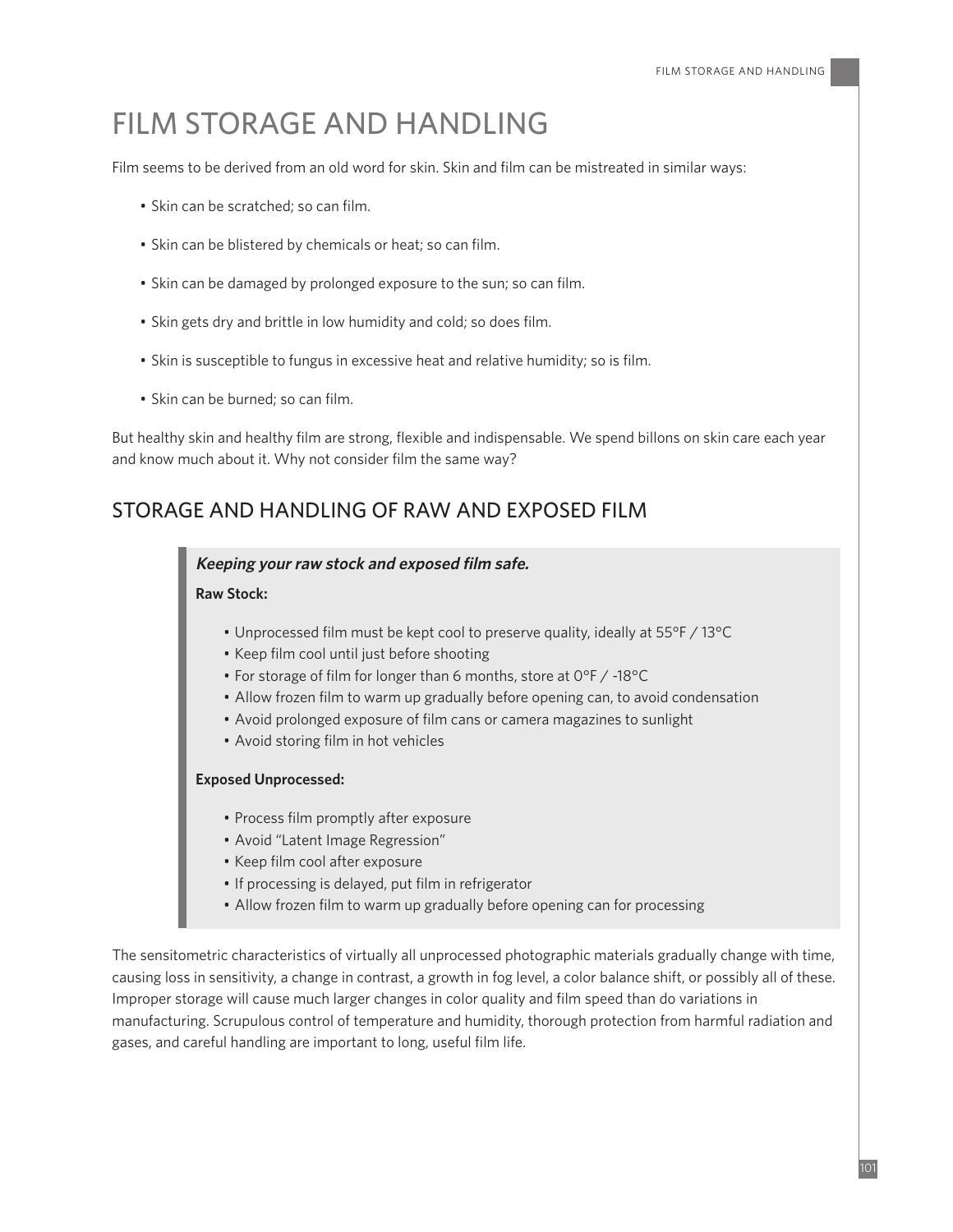# FILM STORAGE AND HANDLING

Film seems to be derived from an old word for skin. Skin and film can be mistreated in similar ways:

- Skin can be scratched; so can film.
- Skin can be blistered by chemicals or heat; so can film.
- Skin can be damaged by prolonged exposure to the sun; so can film.
- Skin gets dry and brittle in low humidity and cold; so does film.
- Skin is susceptible to fungus in excessive heat and relative humidity; so is film.
- Skin can be burned; so can film.

But healthy skin and healthy film are strong, flexible and indispensable. We spend billons on skin care each year and know much about it. Why not consider film the same way?

## STORAGE AND HANDLING OF RAW AND EXPOSED FILM

***Keeping your raw stock and exposed film safe.***

**Raw Stock:**

- Unprocessed film must be kept cool to preserve quality, ideally at 55°F / 13°C
- Keep film cool until just before shooting
- For storage of film for longer than 6 months, store at 0°F / -18°C
- Allow frozen film to warm up gradually before opening can, to avoid condensation
- Avoid prolonged exposure of film cans or camera magazines to sunlight
- Avoid storing film in hot vehicles

**Exposed Unprocessed:**

- Process film promptly after exposure
- Avoid "Latent Image Regression"
- Keep film cool after exposure
- If processing is delayed, put film in refrigerator
- Allow frozen film to warm up gradually before opening can for processing

The sensitometric characteristics of virtually all unprocessed photographic materials gradually change with time, causing loss in sensitivity, a change in contrast, a growth in fog level, a color balance shift, or possibly all of these. Improper storage will cause much larger changes in color quality and film speed than do variations in manufacturing. Scrupulous control of temperature and humidity, thorough protection from harmful radiation and gases, and careful handling are important to long, useful film life.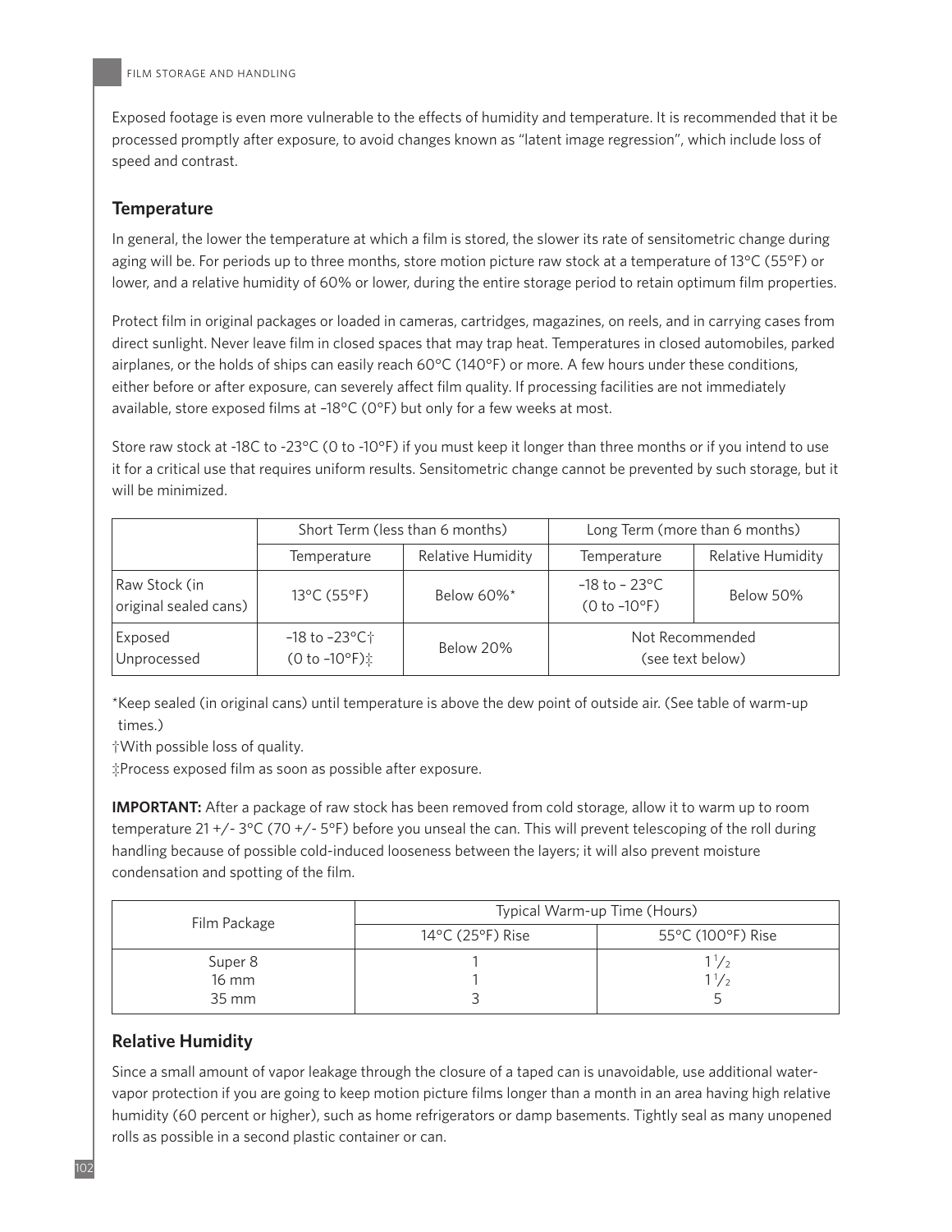Exposed footage is even more vulnerable to the effects of humidity and temperature. It is recommended that it be processed promptly after exposure, to avoid changes known as "latent image regression", which include loss of speed and contrast.

## Temperature

In general, the lower the temperature at which a film is stored, the slower its rate of sensitometric change during aging will be. For periods up to three months, store motion picture raw stock at a temperature of 13°C (55°F) or lower, and a relative humidity of 60% or lower, during the entire storage period to retain optimum film properties.

Protect film in original packages or loaded in cameras, cartridges, magazines, on reels, and in carrying cases from direct sunlight. Never leave film in closed spaces that may trap heat. Temperatures in closed automobiles, parked airplanes, or the holds of ships can easily reach 60°C (140°F) or more. A few hours under these conditions, either before or after exposure, can severely affect film quality. If processing facilities are not immediately available, store exposed films at –18°C (0°F) but only for a few weeks at most.

Store raw stock at -18C to -23°C (0 to -10°F) if you must keep it longer than three months or if you intend to use it for a critical use that requires uniform results. Sensitometric change cannot be prevented by such storage, but it will be minimized.

| | Short Term (less than 6 months) | | Long Term (more than 6 months) | |
|---|---|---|---|---|
| | Temperature | Relative Humidity | Temperature | Relative Humidity |
| Raw Stock (in original sealed cans) | 13°C (55°F) | Below 60%* | –18 to – 23°C (0 to –10°F) | Below 50% |
| Exposed Unprocessed | –18 to –23°C† (0 to –10°F)‡ | Below 20% | Not Recommended (see text below) | |

*Keep sealed (in original cans) until temperature is above the dew point of outside air. (See table of warm-up times.)

†With possible loss of quality.

‡Process exposed film as soon as possible after exposure.

**IMPORTANT:** After a package of raw stock has been removed from cold storage, allow it to warm up to room temperature 21 +/- 3°C (70 +/- 5°F) before you unseal the can. This will prevent telescoping of the roll during handling because of possible cold-induced looseness between the layers; it will also prevent moisture condensation and spotting of the film.

| Film Package | Typical Warm-up Time (Hours) | |
|---|---|---|
| | 14°C (25°F) Rise | 55°C (100°F) Rise |
| Super 8 | 1 | 1 1/2 |
| 16 mm | 1 | 1 1/2 |
| 35 mm | 3 | 5 |

## Relative Humidity

Since a small amount of vapor leakage through the closure of a taped can is unavoidable, use additional water-vapor protection if you are going to keep motion picture films longer than a month in an area having high relative humidity (60 percent or higher), such as home refrigerators or damp basements. Tightly seal as many unopened rolls as possible in a second plastic container or can.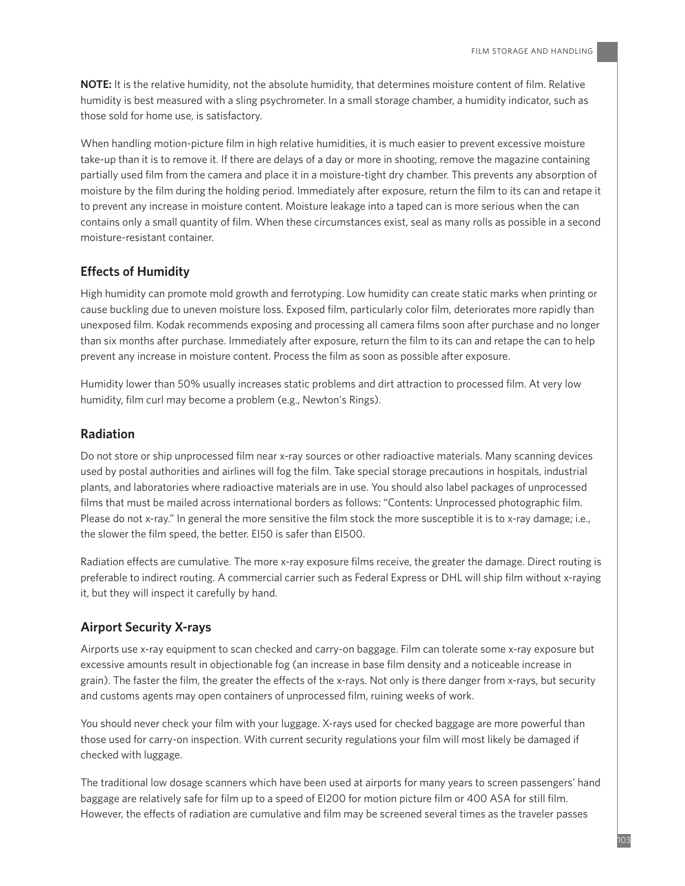**NOTE:** It is the relative humidity, not the absolute humidity, that determines moisture content of film. Relative humidity is best measured with a sling psychrometer. In a small storage chamber, a humidity indicator, such as those sold for home use, is satisfactory.

When handling motion-picture film in high relative humidities, it is much easier to prevent excessive moisture take-up than it is to remove it. If there are delays of a day or more in shooting, remove the magazine containing partially used film from the camera and place it in a moisture-tight dry chamber. This prevents any absorption of moisture by the film during the holding period. Immediately after exposure, return the film to its can and retape it to prevent any increase in moisture content. Moisture leakage into a taped can is more serious when the can contains only a small quantity of film. When these circumstances exist, seal as many rolls as possible in a second moisture-resistant container.

## Effects of Humidity

High humidity can promote mold growth and ferrotyping. Low humidity can create static marks when printing or cause buckling due to uneven moisture loss. Exposed film, particularly color film, deteriorates more rapidly than unexposed film. Kodak recommends exposing and processing all camera films soon after purchase and no longer than six months after purchase. Immediately after exposure, return the film to its can and retape the can to help prevent any increase in moisture content. Process the film as soon as possible after exposure.

Humidity lower than 50% usually increases static problems and dirt attraction to processed film. At very low humidity, film curl may become a problem (e.g., Newton's Rings).

## Radiation

Do not store or ship unprocessed film near x-ray sources or other radioactive materials. Many scanning devices used by postal authorities and airlines will fog the film. Take special storage precautions in hospitals, industrial plants, and laboratories where radioactive materials are in use. You should also label packages of unprocessed films that must be mailed across international borders as follows: "Contents: Unprocessed photographic film. Please do not x-ray." In general the more sensitive the film stock the more susceptible it is to x-ray damage; i.e., the slower the film speed, the better. EI50 is safer than EI500.

Radiation effects are cumulative. The more x-ray exposure films receive, the greater the damage. Direct routing is preferable to indirect routing. A commercial carrier such as Federal Express or DHL will ship film without x-raying it, but they will inspect it carefully by hand.

## Airport Security X-rays

Airports use x-ray equipment to scan checked and carry-on baggage. Film can tolerate some x-ray exposure but excessive amounts result in objectionable fog (an increase in base film density and a noticeable increase in grain). The faster the film, the greater the effects of the x-rays. Not only is there danger from x-rays, but security and customs agents may open containers of unprocessed film, ruining weeks of work.

You should never check your film with your luggage. X-rays used for checked baggage are more powerful than those used for carry-on inspection. With current security regulations your film will most likely be damaged if checked with luggage.

The traditional low dosage scanners which have been used at airports for many years to screen passengers' hand baggage are relatively safe for film up to a speed of EI200 for motion picture film or 400 ASA for still film. However, the effects of radiation are cumulative and film may be screened several times as the traveler passes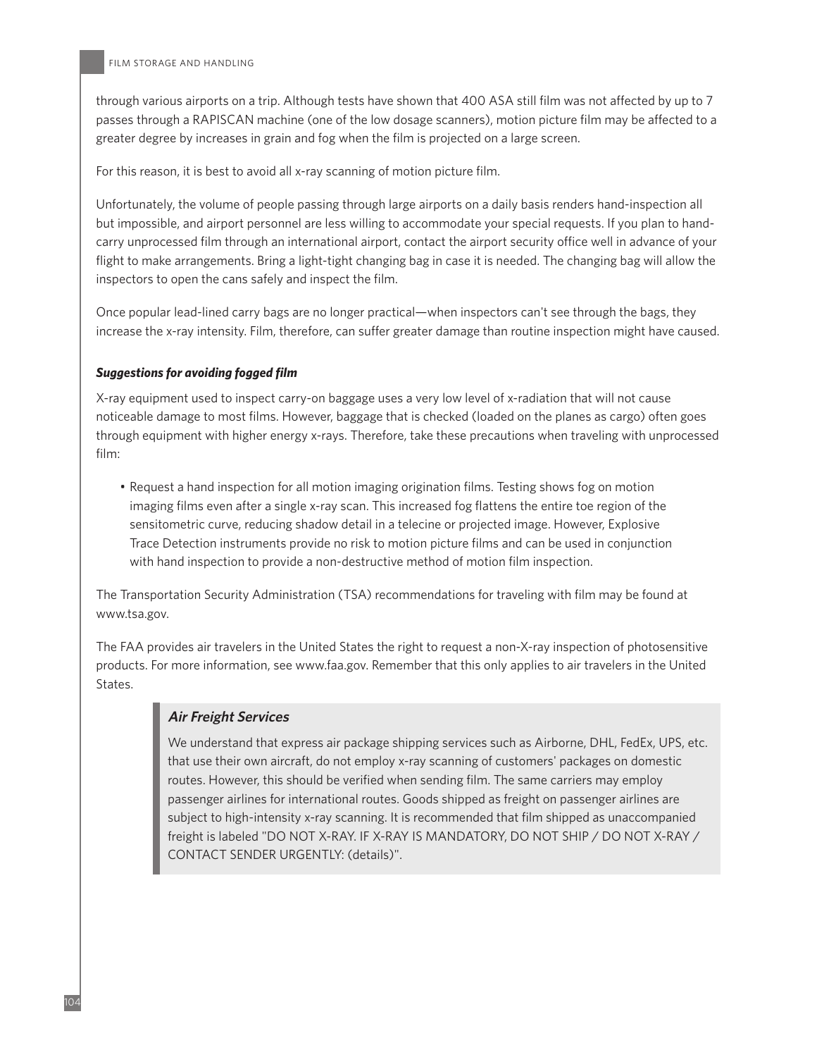through various airports on a trip. Although tests have shown that 400 ASA still film was not affected by up to 7 passes through a RAPISCAN machine (one of the low dosage scanners), motion picture film may be affected to a greater degree by increases in grain and fog when the film is projected on a large screen.

For this reason, it is best to avoid all x-ray scanning of motion picture film.

Unfortunately, the volume of people passing through large airports on a daily basis renders hand-inspection all but impossible, and airport personnel are less willing to accommodate your special requests. If you plan to hand-carry unprocessed film through an international airport, contact the airport security office well in advance of your flight to make arrangements. Bring a light-tight changing bag in case it is needed. The changing bag will allow the inspectors to open the cans safely and inspect the film.

Once popular lead-lined carry bags are no longer practical—when inspectors can't see through the bags, they increase the x-ray intensity. Film, therefore, can suffer greater damage than routine inspection might have caused.

### *Suggestions for avoiding fogged film*

X-ray equipment used to inspect carry-on baggage uses a very low level of x-radiation that will not cause noticeable damage to most films. However, baggage that is checked (loaded on the planes as cargo) often goes through equipment with higher energy x-rays. Therefore, take these precautions when traveling with unprocessed film:

- Request a hand inspection for all motion imaging origination films. Testing shows fog on motion imaging films even after a single x-ray scan. This increased fog flattens the entire toe region of the sensitometric curve, reducing shadow detail in a telecine or projected image. However, Explosive Trace Detection instruments provide no risk to motion picture films and can be used in conjunction with hand inspection to provide a non-destructive method of motion film inspection.

The Transportation Security Administration (TSA) recommendations for traveling with film may be found at www.tsa.gov.

The FAA provides air travelers in the United States the right to request a non-X-ray inspection of photosensitive products. For more information, see www.faa.gov. Remember that this only applies to air travelers in the United States.

> ### *Air Freight Services*
>
> We understand that express air package shipping services such as Airborne, DHL, FedEx, UPS, etc. that use their own aircraft, do not employ x-ray scanning of customers' packages on domestic routes. However, this should be verified when sending film. The same carriers may employ passenger airlines for international routes. Goods shipped as freight on passenger airlines are subject to high-intensity x-ray scanning. It is recommended that film shipped as unaccompanied freight is labeled "DO NOT X-RAY. IF X-RAY IS MANDATORY, DO NOT SHIP / DO NOT X-RAY / CONTACT SENDER URGENTLY: (details)".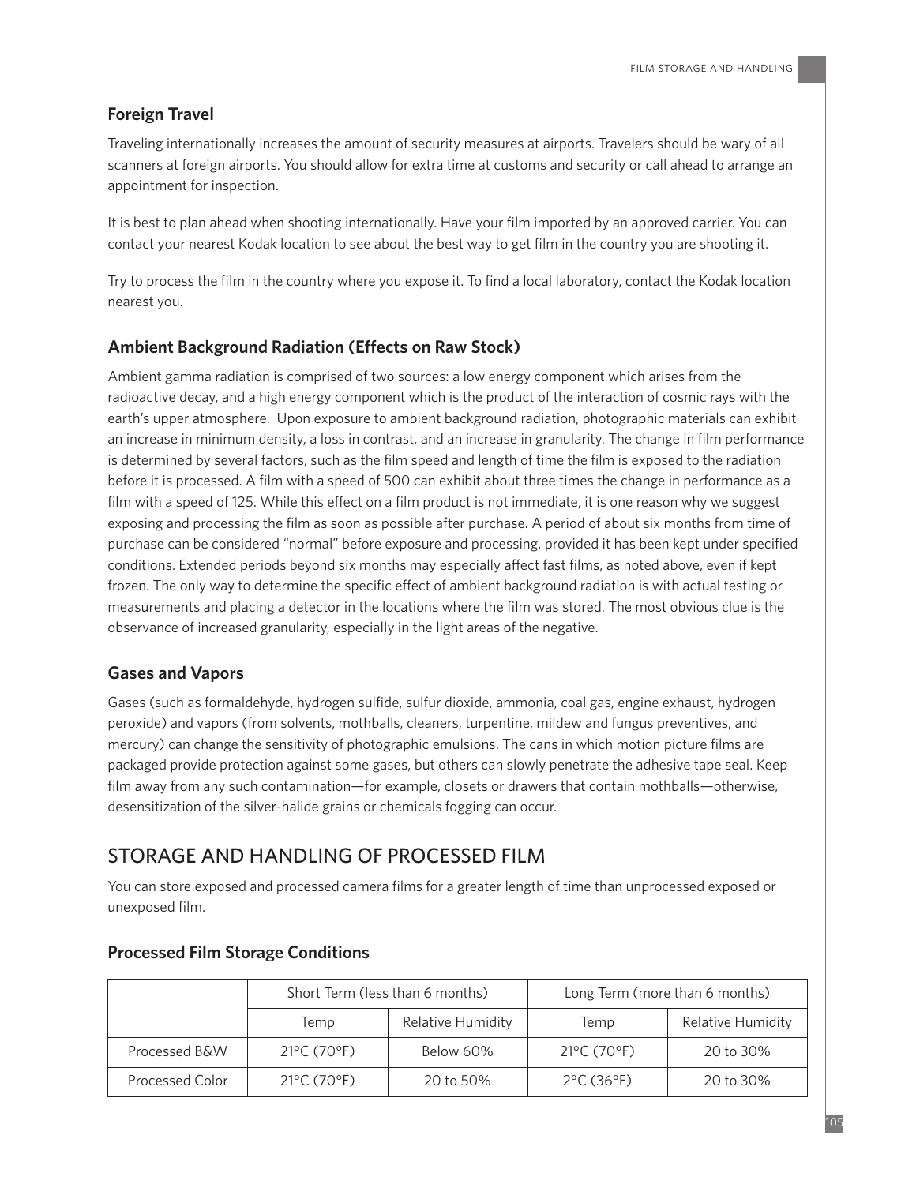### Foreign Travel

Traveling internationally increases the amount of security measures at airports. Travelers should be wary of all scanners at foreign airports. You should allow for extra time at customs and security or call ahead to arrange an appointment for inspection.

It is best to plan ahead when shooting internationally. Have your film imported by an approved carrier. You can contact your nearest Kodak location to see about the best way to get film in the country you are shooting it.

Try to process the film in the country where you expose it. To find a local laboratory, contact the Kodak location nearest you.

### Ambient Background Radiation (Effects on Raw Stock)

Ambient gamma radiation is comprised of two sources: a low energy component which arises from the radioactive decay, and a high energy component which is the product of the interaction of cosmic rays with the earth's upper atmosphere. Upon exposure to ambient background radiation, photographic materials can exhibit an increase in minimum density, a loss in contrast, and an increase in granularity. The change in film performance is determined by several factors, such as the film speed and length of time the film is exposed to the radiation before it is processed. A film with a speed of 500 can exhibit about three times the change in performance as a film with a speed of 125. While this effect on a film product is not immediate, it is one reason why we suggest exposing and processing the film as soon as possible after purchase. A period of about six months from time of purchase can be considered "normal" before exposure and processing, provided it has been kept under specified conditions. Extended periods beyond six months may especially affect fast films, as noted above, even if kept frozen. The only way to determine the specific effect of ambient background radiation is with actual testing or measurements and placing a detector in the locations where the film was stored. The most obvious clue is the observance of increased granularity, especially in the light areas of the negative.

### Gases and Vapors

Gases (such as formaldehyde, hydrogen sulfide, sulfur dioxide, ammonia, coal gas, engine exhaust, hydrogen peroxide) and vapors (from solvents, mothballs, cleaners, turpentine, mildew and fungus preventives, and mercury) can change the sensitivity of photographic emulsions. The cans in which motion picture films are packaged provide protection against some gases, but others can slowly penetrate the adhesive tape seal. Keep film away from any such contamination—for example, closets or drawers that contain mothballs—otherwise, desensitization of the silver-halide grains or chemicals fogging can occur.

## STORAGE AND HANDLING OF PROCESSED FILM

You can store exposed and processed camera films for a greater length of time than unprocessed exposed or unexposed film.

### Processed Film Storage Conditions

| | Short Term (less than 6 months) | | Long Term (more than 6 months) | |
|---|---|---|---|---|
| | Temp | Relative Humidity | Temp | Relative Humidity |
| Processed B&W | 21°C (70°F) | Below 60% | 21°C (70°F) | 20 to 30% |
| Processed Color | 21°C (70°F) | 20 to 50% | 2°C (36°F) | 20 to 30% |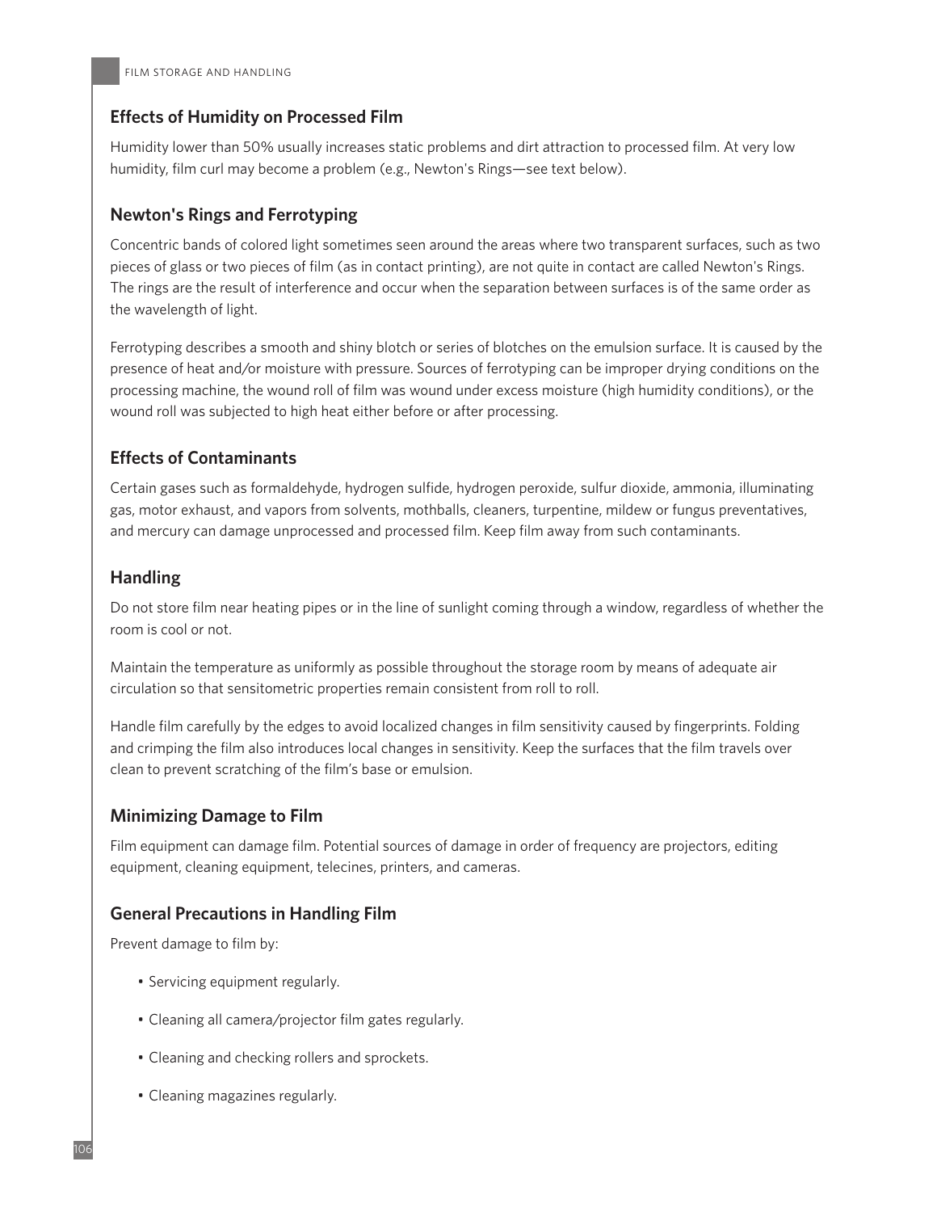## Effects of Humidity on Processed Film

Humidity lower than 50% usually increases static problems and dirt attraction to processed film. At very low humidity, film curl may become a problem (e.g., Newton's Rings—see text below).

## Newton's Rings and Ferrotyping

Concentric bands of colored light sometimes seen around the areas where two transparent surfaces, such as two pieces of glass or two pieces of film (as in contact printing), are not quite in contact are called Newton's Rings. The rings are the result of interference and occur when the separation between surfaces is of the same order as the wavelength of light.

Ferrotyping describes a smooth and shiny blotch or series of blotches on the emulsion surface. It is caused by the presence of heat and/or moisture with pressure. Sources of ferrotyping can be improper drying conditions on the processing machine, the wound roll of film was wound under excess moisture (high humidity conditions), or the wound roll was subjected to high heat either before or after processing.

## Effects of Contaminants

Certain gases such as formaldehyde, hydrogen sulfide, hydrogen peroxide, sulfur dioxide, ammonia, illuminating gas, motor exhaust, and vapors from solvents, mothballs, cleaners, turpentine, mildew or fungus preventatives, and mercury can damage unprocessed and processed film. Keep film away from such contaminants.

## Handling

Do not store film near heating pipes or in the line of sunlight coming through a window, regardless of whether the room is cool or not.

Maintain the temperature as uniformly as possible throughout the storage room by means of adequate air circulation so that sensitometric properties remain consistent from roll to roll.

Handle film carefully by the edges to avoid localized changes in film sensitivity caused by fingerprints. Folding and crimping the film also introduces local changes in sensitivity. Keep the surfaces that the film travels over clean to prevent scratching of the film's base or emulsion.

## Minimizing Damage to Film

Film equipment can damage film. Potential sources of damage in order of frequency are projectors, editing equipment, cleaning equipment, telecines, printers, and cameras.

## General Precautions in Handling Film

Prevent damage to film by:

- Servicing equipment regularly.
- Cleaning all camera/projector film gates regularly.
- Cleaning and checking rollers and sprockets.
- Cleaning magazines regularly.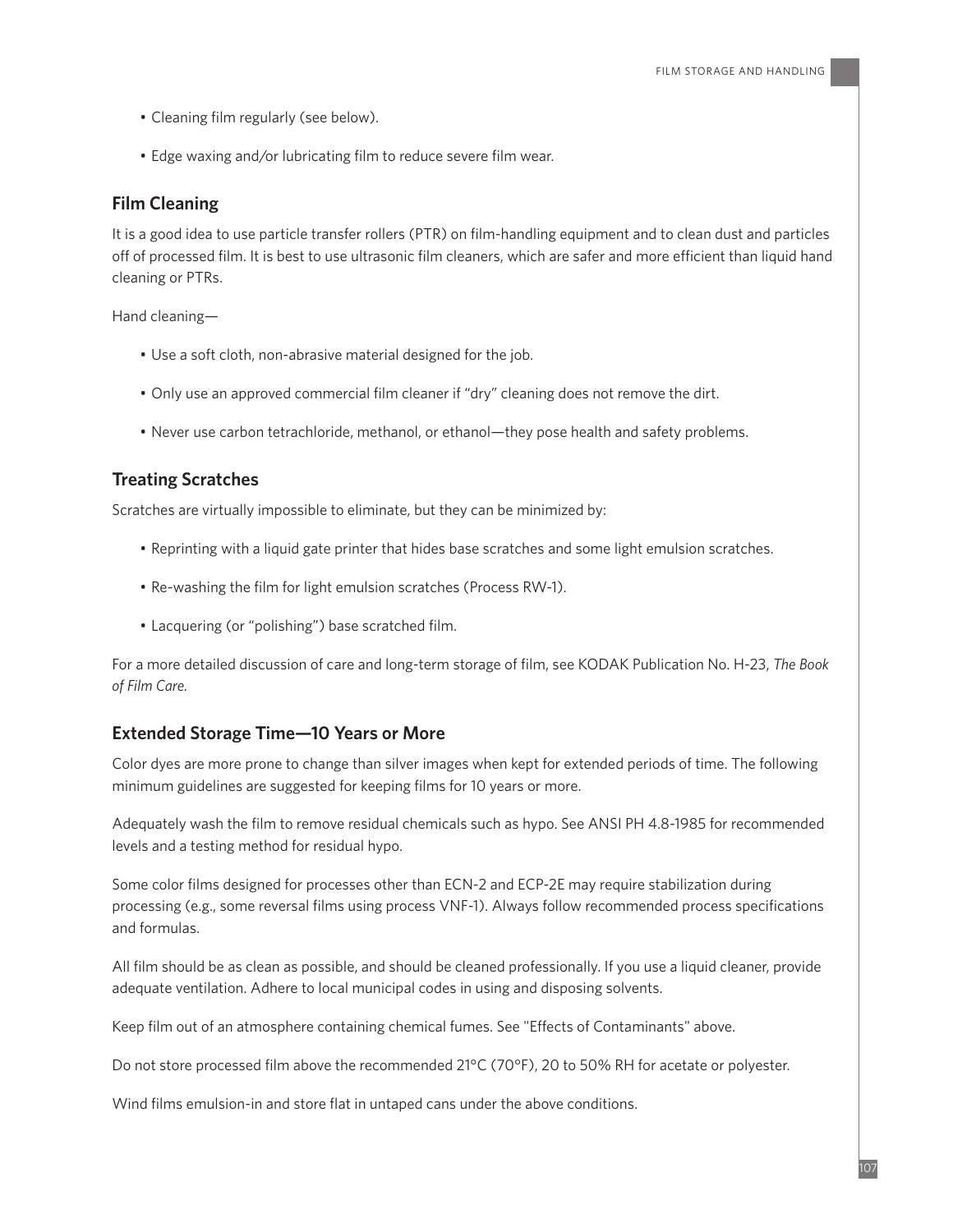- Cleaning film regularly (see below).
- Edge waxing and/or lubricating film to reduce severe film wear.

### Film Cleaning

It is a good idea to use particle transfer rollers (PTR) on film-handling equipment and to clean dust and particles off of processed film. It is best to use ultrasonic film cleaners, which are safer and more efficient than liquid hand cleaning or PTRs.

Hand cleaning—

- Use a soft cloth, non-abrasive material designed for the job.
- Only use an approved commercial film cleaner if "dry" cleaning does not remove the dirt.
- Never use carbon tetrachloride, methanol, or ethanol—they pose health and safety problems.

### Treating Scratches

Scratches are virtually impossible to eliminate, but they can be minimized by:

- Reprinting with a liquid gate printer that hides base scratches and some light emulsion scratches.
- Re-washing the film for light emulsion scratches (Process RW-1).
- Lacquering (or "polishing") base scratched film.

For a more detailed discussion of care and long-term storage of film, see KODAK Publication No. H-23, *The Book of Film Care.*

### Extended Storage Time—10 Years or More

Color dyes are more prone to change than silver images when kept for extended periods of time. The following minimum guidelines are suggested for keeping films for 10 years or more.

Adequately wash the film to remove residual chemicals such as hypo. See ANSI PH 4.8-1985 for recommended levels and a testing method for residual hypo.

Some color films designed for processes other than ECN-2 and ECP-2E may require stabilization during processing (e.g., some reversal films using process VNF-1). Always follow recommended process specifications and formulas.

All film should be as clean as possible, and should be cleaned professionally. If you use a liquid cleaner, provide adequate ventilation. Adhere to local municipal codes in using and disposing solvents.

Keep film out of an atmosphere containing chemical fumes. See "Effects of Contaminants" above.

Do not store processed film above the recommended 21°C (70°F), 20 to 50% RH for acetate or polyester.

Wind films emulsion-in and store flat in untaped cans under the above conditions.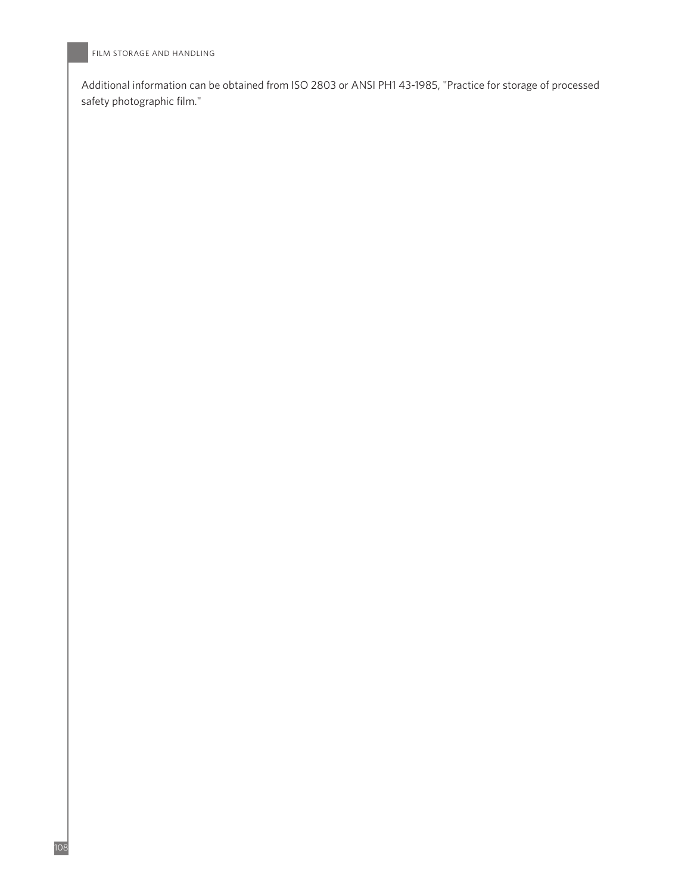Additional information can be obtained from ISO 2803 or ANSI PH1 43-1985, "Practice for storage of processed safety photographic film."